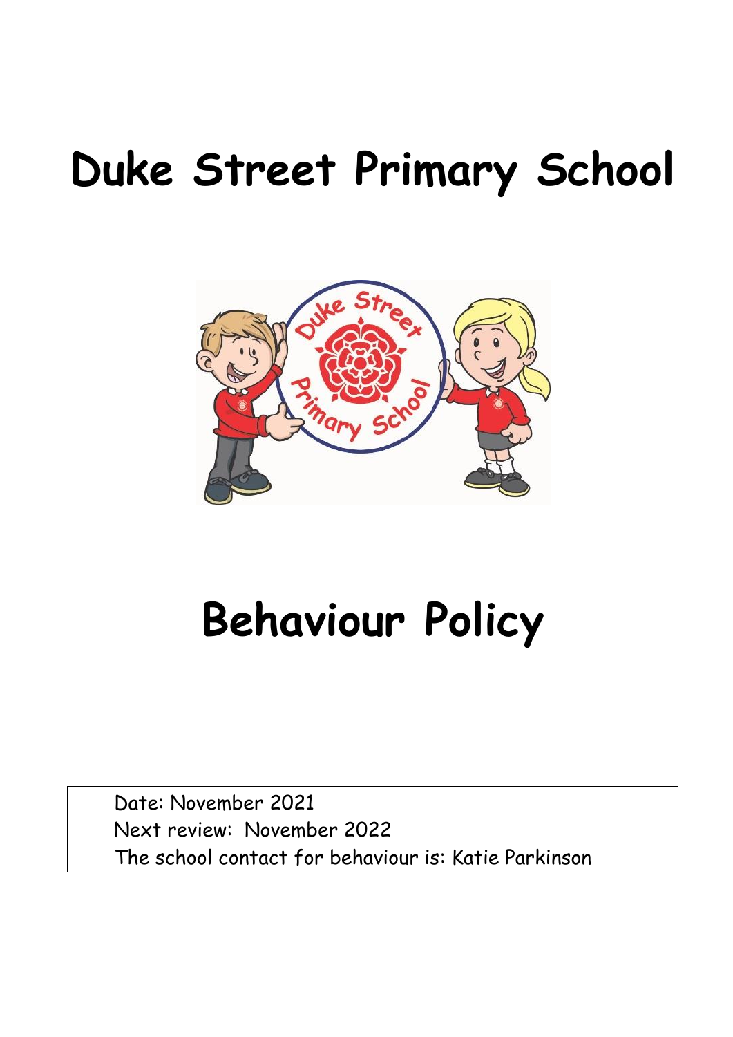# Duke Street Primary School

# Behaviour Policy

Date: November 2021

Next review: November 2022

The school contact for behaviour is: Katie Parkinson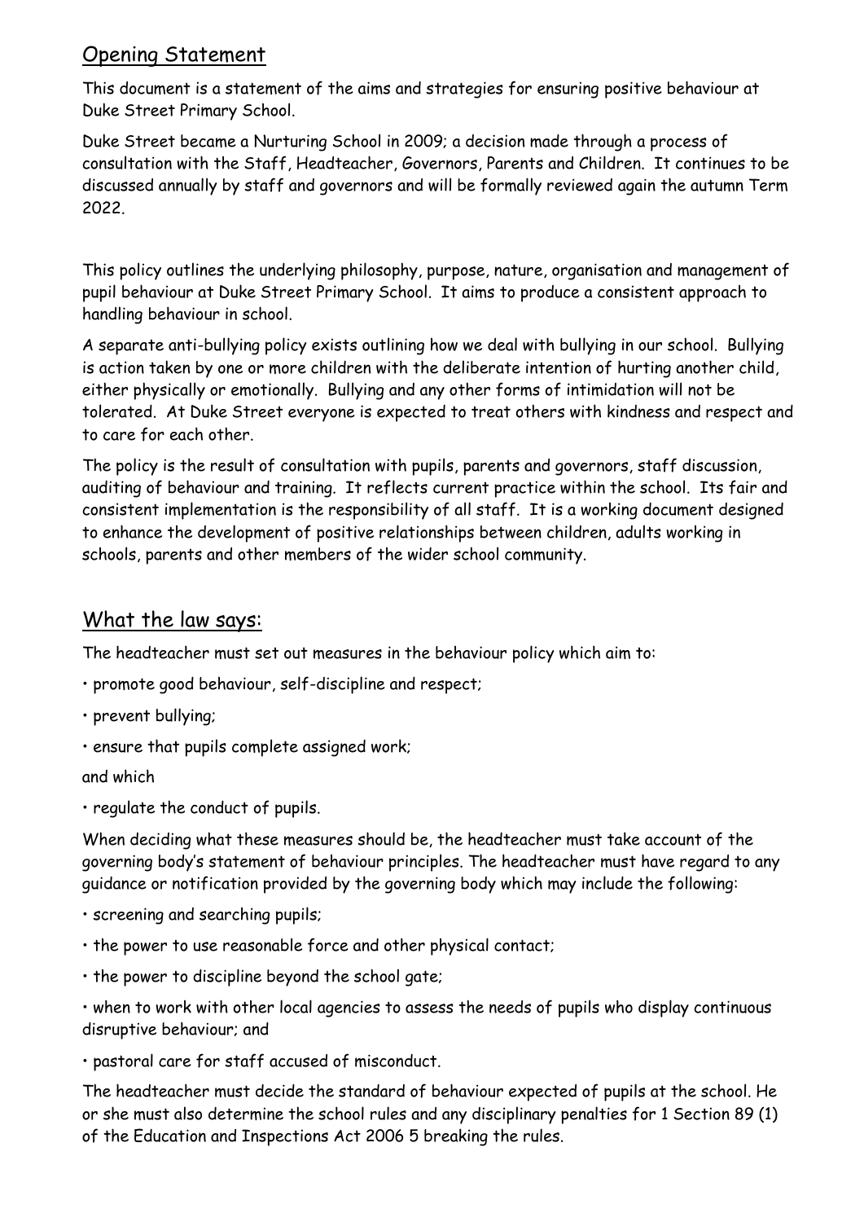## Opening Statement

This document is a statement of the aims and strategies for ensuring positive behaviour at Duke Street Primary School.

Duke Street became a Nurturing School in 2009; a decision made through a process of consultation with the Staff, Headteacher, Governors, Parents and Children. It continues to be discussed annually by staff and governors and will be formally reviewed again the autumn Term 2022.

This policy outlines the underlying philosophy, purpose, nature, organisation and management of pupil behaviour at Duke Street Primary School. It aims to produce a consistent approach to handling behaviour in school.

A separate anti-bullying policy exists outlining how we deal with bullying in our school. Bullying is action taken by one or more children with the deliberate intention of hurting another child, either physically or emotionally. Bullying and any other forms of intimidation will not be tolerated. At Duke Street everyone is expected to treat others with kindness and respect and to care for each other.

The policy is the result of consultation with pupils, parents and governors, staff discussion, auditing of behaviour and training. It reflects current practice within the school. Its fair and consistent implementation is the responsibility of all staff. It is a working document designed to enhance the development of positive relationships between children, adults working in schools, parents and other members of the wider school community.

## What the law says:

The headteacher must set out measures in the behaviour policy which aim to:

- promote good behaviour, self-discipline and respect;
- prevent bullying;
- ensure that pupils complete assigned work;

and which

- regulate the conduct of pupils.

When deciding what these measures should be, the headteacher must take account of the governing body's statement of behaviour principles. The headteacher must have regard to any guidance or notification provided by the governing body which may include the following:

- screening and searching pupils;
- the power to use reasonable force and other physical contact;
- the power to discipline beyond the school gate;
- when to work with other local agencies to assess the needs of pupils who display continuous disruptive behaviour; and
- pastoral care for staff accused of misconduct.

The headteacher must decide the standard of behaviour expected of pupils at the school. He or she must also determine the school rules and any disciplinary penalties for 1 Section 89 (1) of the Education and Inspections Act 2006 5 breaking the rules.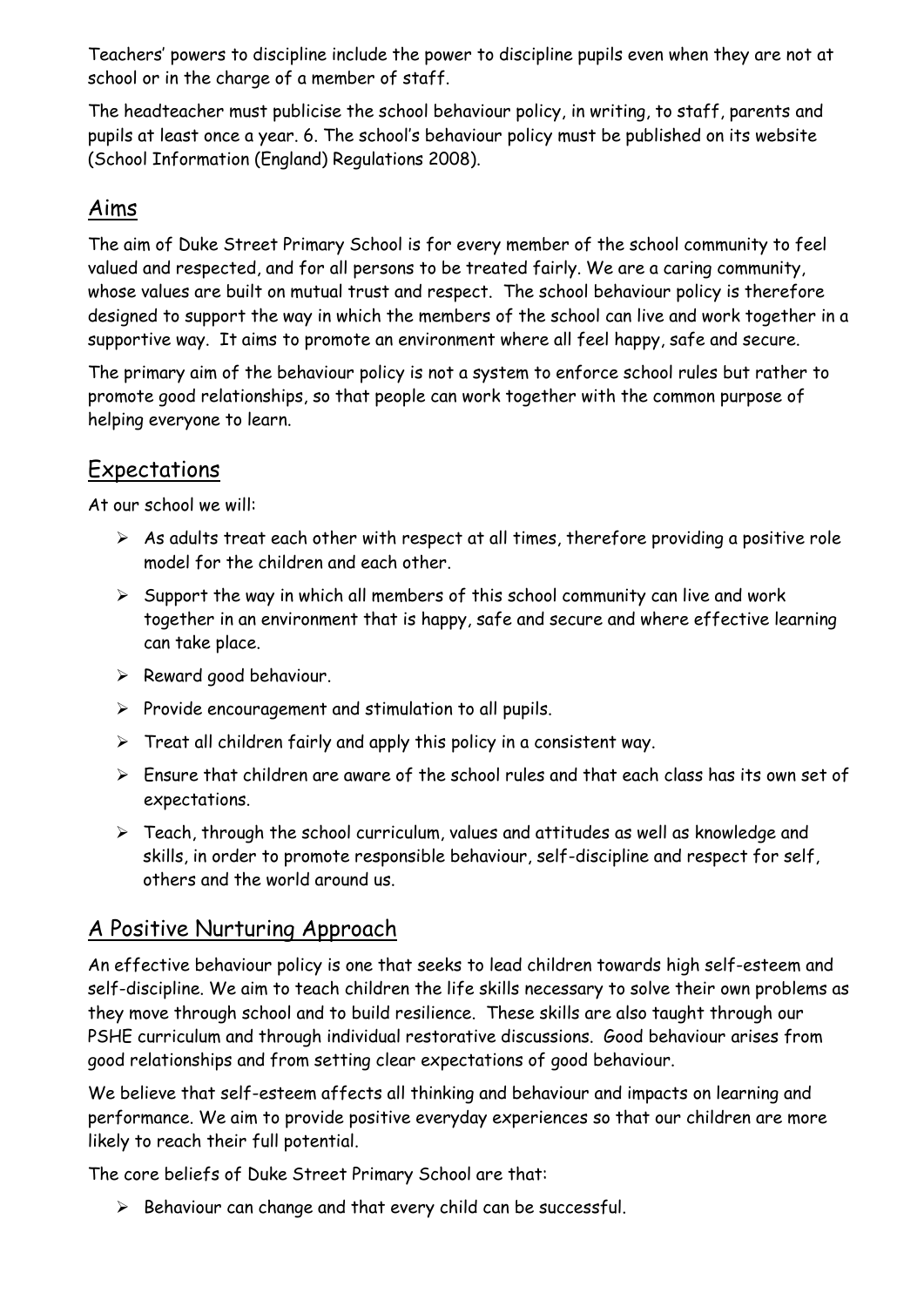Teachers' powers to discipline include the power to discipline pupils even when they are not at school or in the charge of a member of staff.

The headteacher must publicise the school behaviour policy, in writing, to staff, parents and pupils at least once a year. 6. The school's behaviour policy must be published on its website (School Information (England) Regulations 2008).

## Aims

The aim of Duke Street Primary School is for every member of the school community to feel valued and respected, and for all persons to be treated fairly. We are a caring community, whose values are built on mutual trust and respect. The school behaviour policy is therefore designed to support the way in which the members of the school can live and work together in a supportive way. It aims to promote an environment where all feel happy, safe and secure.

The primary aim of the behaviour policy is not a system to enforce school rules but rather to promote good relationships, so that people can work together with the common purpose of helping everyone to learn.

## Expectations

At our school we will:

- As adults treat each other with respect at all times, therefore providing a positive role model for the children and each other.
- Support the way in which all members of this school community can live and work together in an environment that is happy, safe and secure and where effective learning can take place.
- Reward good behaviour.
- Provide encouragement and stimulation to all pupils.
- Treat all children fairly and apply this policy in a consistent way.
- Ensure that children are aware of the school rules and that each class has its own set of expectations.
- Teach, through the school curriculum, values and attitudes as well as knowledge and skills, in order to promote responsible behaviour, self-discipline and respect for self, others and the world around us.

## A Positive Nurturing Approach

An effective behaviour policy is one that seeks to lead children towards high self-esteem and self-discipline. We aim to teach children the life skills necessary to solve their own problems as they move through school and to build resilience. These skills are also taught through our PSHE curriculum and through individual restorative discussions. Good behaviour arises from good relationships and from setting clear expectations of good behaviour.

We believe that self-esteem affects all thinking and behaviour and impacts on learning and performance. We aim to provide positive everyday experiences so that our children are more likely to reach their full potential.

The core beliefs of Duke Street Primary School are that:

- Behaviour can change and that every child can be successful.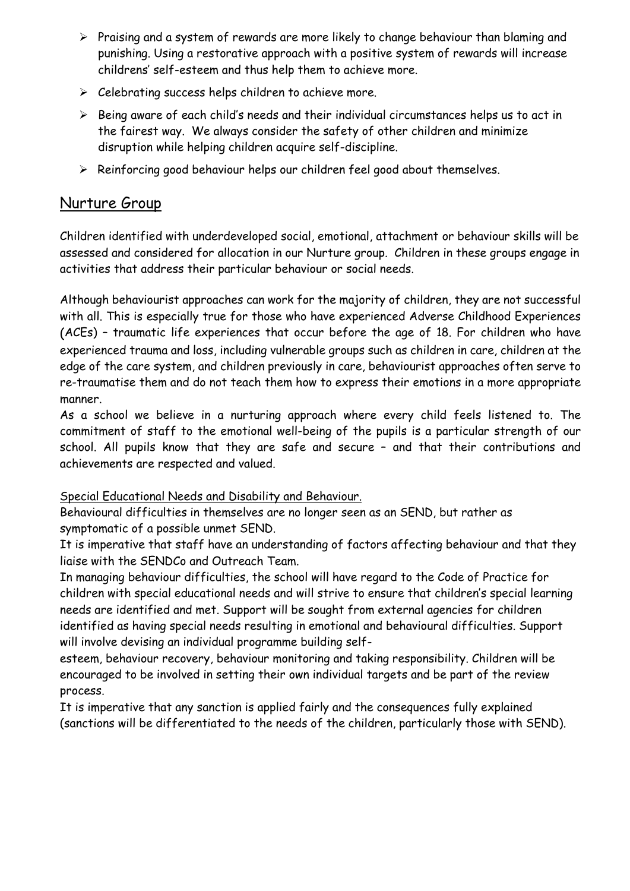- Praising and a system of rewards are more likely to change behaviour than blaming and punishing. Using a restorative approach with a positive system of rewards will increase childrens' self-esteem and thus help them to achieve more.
- Celebrating success helps children to achieve more.
- Being aware of each child's needs and their individual circumstances helps us to act in the fairest way. We always consider the safety of other children and minimize disruption while helping children acquire self-discipline.
- Reinforcing good behaviour helps our children feel good about themselves.

## Nurture Group

Children identified with underdeveloped social, emotional, attachment or behaviour skills will be assessed and considered for allocation in our Nurture group. Children in these groups engage in activities that address their particular behaviour or social needs.

Although behaviourist approaches can work for the majority of children, they are not successful with all. This is especially true for those who have experienced Adverse Childhood Experiences (ACEs) – traumatic life experiences that occur before the age of 18. For children who have experienced trauma and loss, including vulnerable groups such as children in care, children at the edge of the care system, and children previously in care, behaviourist approaches often serve to re-traumatise them and do not teach them how to express their emotions in a more appropriate manner.

As a school we believe in a nurturing approach where every child feels listened to. The commitment of staff to the emotional well-being of the pupils is a particular strength of our school. All pupils know that they are safe and secure – and that their contributions and achievements are respected and valued.

Special Educational Needs and Disability and Behaviour.

Behavioural difficulties in themselves are no longer seen as an SEND, but rather as symptomatic of a possible unmet SEND.

It is imperative that staff have an understanding of factors affecting behaviour and that they liaise with the SENDCo and Outreach Team.

In managing behaviour difficulties, the school will have regard to the Code of Practice for children with special educational needs and will strive to ensure that children's special learning needs are identified and met. Support will be sought from external agencies for children identified as having special needs resulting in emotional and behavioural difficulties. Support will involve devising an individual programme building self-esteem, behaviour recovery, behaviour monitoring and taking responsibility. Children will be encouraged to be involved in setting their own individual targets and be part of the review process.

It is imperative that any sanction is applied fairly and the consequences fully explained (sanctions will be differentiated to the needs of the children, particularly those with SEND).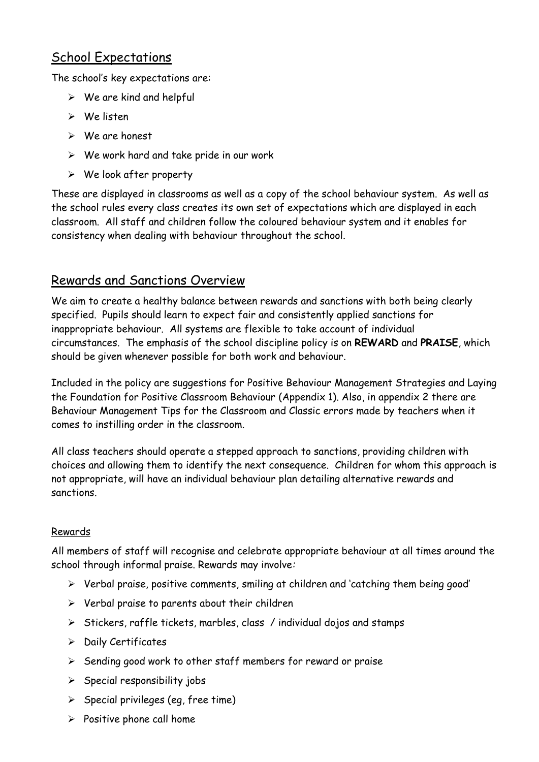## School Expectations

The school's key expectations are:

- We are kind and helpful
- We listen
- We are honest
- We work hard and take pride in our work
- We look after property

These are displayed in classrooms as well as a copy of the school behaviour system. As well as the school rules every class creates its own set of expectations which are displayed in each classroom. All staff and children follow the coloured behaviour system and it enables for consistency when dealing with behaviour throughout the school.

## Rewards and Sanctions Overview

We aim to create a healthy balance between rewards and sanctions with both being clearly specified. Pupils should learn to expect fair and consistently applied sanctions for inappropriate behaviour. All systems are flexible to take account of individual circumstances. The emphasis of the school discipline policy is on **REWARD** and **PRAISE**, which should be given whenever possible for both work and behaviour.

Included in the policy are suggestions for Positive Behaviour Management Strategies and Laying the Foundation for Positive Classroom Behaviour (Appendix 1). Also, in appendix 2 there are Behaviour Management Tips for the Classroom and Classic errors made by teachers when it comes to instilling order in the classroom.

All class teachers should operate a stepped approach to sanctions, providing children with choices and allowing them to identify the next consequence. Children for whom this approach is not appropriate, will have an individual behaviour plan detailing alternative rewards and sanctions.

### Rewards

All members of staff will recognise and celebrate appropriate behaviour at all times around the school through informal praise. Rewards may involve:

- Verbal praise, positive comments, smiling at children and 'catching them being good'
- Verbal praise to parents about their children
- Stickers, raffle tickets, marbles, class / individual dojos and stamps
- Daily Certificates
- Sending good work to other staff members for reward or praise
- Special responsibility jobs
- Special privileges (eg, free time)
- Positive phone call home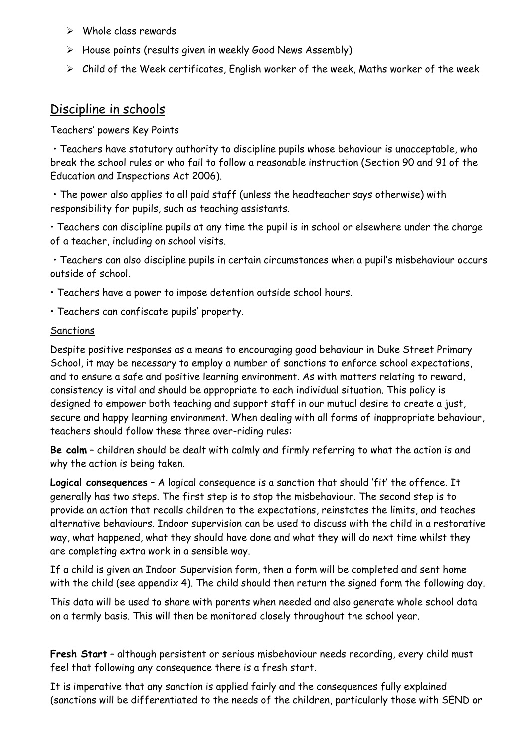- Whole class rewards
- House points (results given in weekly Good News Assembly)
- Child of the Week certificates, English worker of the week, Maths worker of the week

## Discipline in schools

Teachers' powers Key Points

- Teachers have statutory authority to discipline pupils whose behaviour is unacceptable, who break the school rules or who fail to follow a reasonable instruction (Section 90 and 91 of the Education and Inspections Act 2006).
- The power also applies to all paid staff (unless the headteacher says otherwise) with responsibility for pupils, such as teaching assistants.
- Teachers can discipline pupils at any time the pupil is in school or elsewhere under the charge of a teacher, including on school visits.
- Teachers can also discipline pupils in certain circumstances when a pupil's misbehaviour occurs outside of school.
- Teachers have a power to impose detention outside school hours.
- Teachers can confiscate pupils' property.

### Sanctions

Despite positive responses as a means to encouraging good behaviour in Duke Street Primary School, it may be necessary to employ a number of sanctions to enforce school expectations, and to ensure a safe and positive learning environment. As with matters relating to reward, consistency is vital and should be appropriate to each individual situation. This policy is designed to empower both teaching and support staff in our mutual desire to create a just, secure and happy learning environment. When dealing with all forms of inappropriate behaviour, teachers should follow these three over-riding rules:

**Be calm** – children should be dealt with calmly and firmly referring to what the action is and why the action is being taken.

**Logical consequences** – A logical consequence is a sanction that should 'fit' the offence. It generally has two steps. The first step is to stop the misbehaviour. The second step is to provide an action that recalls children to the expectations, reinstates the limits, and teaches alternative behaviours. Indoor supervision can be used to discuss with the child in a restorative way, what happened, what they should have done and what they will do next time whilst they are completing extra work in a sensible way.

If a child is given an Indoor Supervision form, then a form will be completed and sent home with the child (see appendix 4). The child should then return the signed form the following day.

This data will be used to share with parents when needed and also generate whole school data on a termly basis. This will then be monitored closely throughout the school year.

**Fresh Start** – although persistent or serious misbehaviour needs recording, every child must feel that following any consequence there is a fresh start.

It is imperative that any sanction is applied fairly and the consequences fully explained (sanctions will be differentiated to the needs of the children, particularly those with SEND or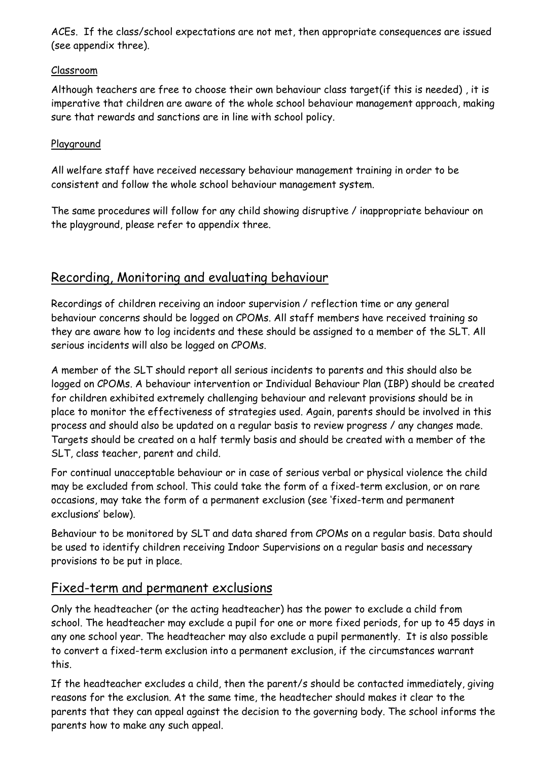ACEs. If the class/school expectations are not met, then appropriate consequences are issued (see appendix three).

Classroom

Although teachers are free to choose their own behaviour class target(if this is needed) , it is imperative that children are aware of the whole school behaviour management approach, making sure that rewards and sanctions are in line with school policy.

Playground

All welfare staff have received necessary behaviour management training in order to be consistent and follow the whole school behaviour management system.

The same procedures will follow for any child showing disruptive / inappropriate behaviour on the playground, please refer to appendix three.

## Recording, Monitoring and evaluating behaviour

Recordings of children receiving an indoor supervision / reflection time or any general behaviour concerns should be logged on CPOMs. All staff members have received training so they are aware how to log incidents and these should be assigned to a member of the SLT. All serious incidents will also be logged on CPOMs.

A member of the SLT should report all serious incidents to parents and this should also be logged on CPOMs. A behaviour intervention or Individual Behaviour Plan (IBP) should be created for children exhibited extremely challenging behaviour and relevant provisions should be in place to monitor the effectiveness of strategies used. Again, parents should be involved in this process and should also be updated on a regular basis to review progress / any changes made. Targets should be created on a half termly basis and should be created with a member of the SLT, class teacher, parent and child.

For continual unacceptable behaviour or in case of serious verbal or physical violence the child may be excluded from school. This could take the form of a fixed-term exclusion, or on rare occasions, may take the form of a permanent exclusion (see 'fixed-term and permanent exclusions' below).

Behaviour to be monitored by SLT and data shared from CPOMs on a regular basis. Data should be used to identify children receiving Indoor Supervisions on a regular basis and necessary provisions to be put in place.

## Fixed-term and permanent exclusions

Only the headteacher (or the acting headteacher) has the power to exclude a child from school. The headteacher may exclude a pupil for one or more fixed periods, for up to 45 days in any one school year. The headteacher may also exclude a pupil permanently. It is also possible to convert a fixed-term exclusion into a permanent exclusion, if the circumstances warrant this.

If the headteacher excludes a child, then the parent/s should be contacted immediately, giving reasons for the exclusion. At the same time, the headtecher should makes it clear to the parents that they can appeal against the decision to the governing body. The school informs the parents how to make any such appeal.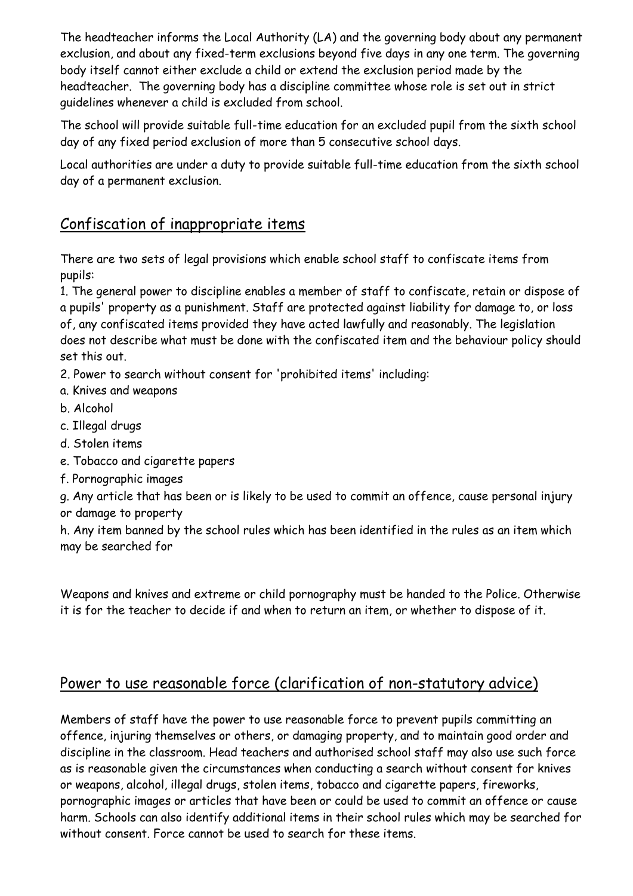The headteacher informs the Local Authority (LA) and the governing body about any permanent exclusion, and about any fixed-term exclusions beyond five days in any one term. The governing body itself cannot either exclude a child or extend the exclusion period made by the headteacher. The governing body has a discipline committee whose role is set out in strict guidelines whenever a child is excluded from school.

The school will provide suitable full-time education for an excluded pupil from the sixth school day of any fixed period exclusion of more than 5 consecutive school days.

Local authorities are under a duty to provide suitable full-time education from the sixth school day of a permanent exclusion.

## Confiscation of inappropriate items

There are two sets of legal provisions which enable school staff to confiscate items from pupils:

1. The general power to discipline enables a member of staff to confiscate, retain or dispose of a pupils' property as a punishment. Staff are protected against liability for damage to, or loss of, any confiscated items provided they have acted lawfully and reasonably. The legislation does not describe what must be done with the confiscated item and the behaviour policy should set this out.
2. Power to search without consent for 'prohibited items' including:

a. Knives and weapons
b. Alcohol
c. Illegal drugs
d. Stolen items
e. Tobacco and cigarette papers
f. Pornographic images
g. Any article that has been or is likely to be used to commit an offence, cause personal injury or damage to property
h. Any item banned by the school rules which has been identified in the rules as an item which may be searched for

Weapons and knives and extreme or child pornography must be handed to the Police. Otherwise it is for the teacher to decide if and when to return an item, or whether to dispose of it.

## Power to use reasonable force (clarification of non-statutory advice)

Members of staff have the power to use reasonable force to prevent pupils committing an offence, injuring themselves or others, or damaging property, and to maintain good order and discipline in the classroom. Head teachers and authorised school staff may also use such force as is reasonable given the circumstances when conducting a search without consent for knives or weapons, alcohol, illegal drugs, stolen items, tobacco and cigarette papers, fireworks, pornographic images or articles that have been or could be used to commit an offence or cause harm. Schools can also identify additional items in their school rules which may be searched for without consent. Force cannot be used to search for these items.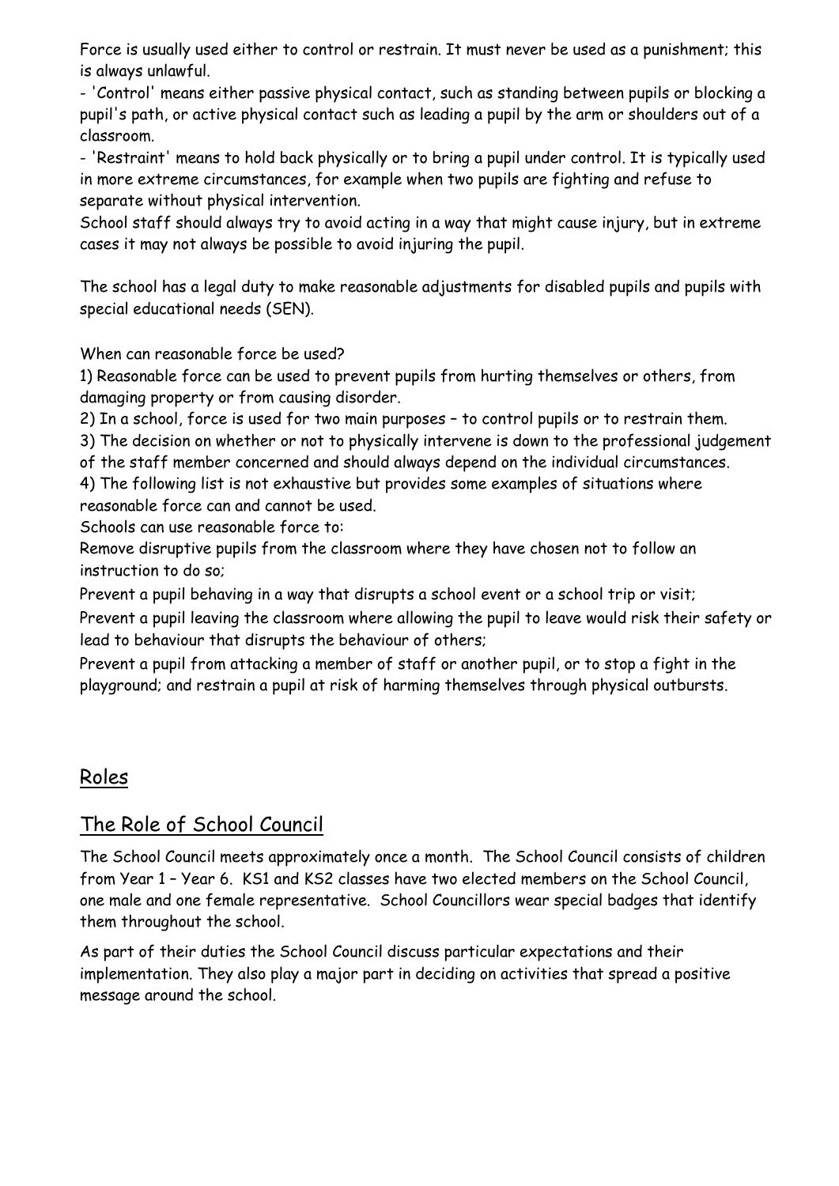Force is usually used either to control or restrain. It must never be used as a punishment; this is always unlawful.

- 'Control' means either passive physical contact, such as standing between pupils or blocking a pupil's path, or active physical contact such as leading a pupil by the arm or shoulders out of a classroom.
- 'Restraint' means to hold back physically or to bring a pupil under control. It is typically used in more extreme circumstances, for example when two pupils are fighting and refuse to separate without physical intervention.

School staff should always try to avoid acting in a way that might cause injury, but in extreme cases it may not always be possible to avoid injuring the pupil.

The school has a legal duty to make reasonable adjustments for disabled pupils and pupils with special educational needs (SEN).

When can reasonable force be used?

1) Reasonable force can be used to prevent pupils from hurting themselves or others, from damaging property or from causing disorder.
2) In a school, force is used for two main purposes – to control pupils or to restrain them.
3) The decision on whether or not to physically intervene is down to the professional judgement of the staff member concerned and should always depend on the individual circumstances.
4) The following list is not exhaustive but provides some examples of situations where reasonable force can and cannot be used.

Schools can use reasonable force to:

Remove disruptive pupils from the classroom where they have chosen not to follow an instruction to do so;

Prevent a pupil behaving in a way that disrupts a school event or a school trip or visit;

Prevent a pupil leaving the classroom where allowing the pupil to leave would risk their safety or lead to behaviour that disrupts the behaviour of others;

Prevent a pupil from attacking a member of staff or another pupil, or to stop a fight in the playground; and restrain a pupil at risk of harming themselves through physical outbursts.

## Roles

## The Role of School Council

The School Council meets approximately once a month. The School Council consists of children from Year 1 – Year 6. KS1 and KS2 classes have two elected members on the School Council, one male and one female representative. School Councillors wear special badges that identify them throughout the school.

As part of their duties the School Council discuss particular expectations and their implementation. They also play a major part in deciding on activities that spread a positive message around the school.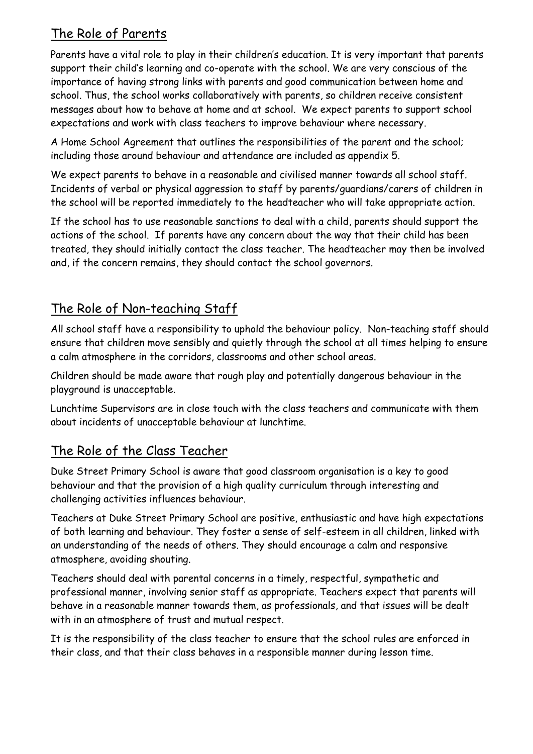## The Role of Parents

Parents have a vital role to play in their children's education. It is very important that parents support their child's learning and co-operate with the school. We are very conscious of the importance of having strong links with parents and good communication between home and school. Thus, the school works collaboratively with parents, so children receive consistent messages about how to behave at home and at school. We expect parents to support school expectations and work with class teachers to improve behaviour where necessary.

A Home School Agreement that outlines the responsibilities of the parent and the school; including those around behaviour and attendance are included as appendix 5.

We expect parents to behave in a reasonable and civilised manner towards all school staff. Incidents of verbal or physical aggression to staff by parents/guardians/carers of children in the school will be reported immediately to the headteacher who will take appropriate action.

If the school has to use reasonable sanctions to deal with a child, parents should support the actions of the school. If parents have any concern about the way that their child has been treated, they should initially contact the class teacher. The headteacher may then be involved and, if the concern remains, they should contact the school governors.

## The Role of Non-teaching Staff

All school staff have a responsibility to uphold the behaviour policy. Non-teaching staff should ensure that children move sensibly and quietly through the school at all times helping to ensure a calm atmosphere in the corridors, classrooms and other school areas.

Children should be made aware that rough play and potentially dangerous behaviour in the playground is unacceptable.

Lunchtime Supervisors are in close touch with the class teachers and communicate with them about incidents of unacceptable behaviour at lunchtime.

## The Role of the Class Teacher

Duke Street Primary School is aware that good classroom organisation is a key to good behaviour and that the provision of a high quality curriculum through interesting and challenging activities influences behaviour.

Teachers at Duke Street Primary School are positive, enthusiastic and have high expectations of both learning and behaviour. They foster a sense of self-esteem in all children, linked with an understanding of the needs of others. They should encourage a calm and responsive atmosphere, avoiding shouting.

Teachers should deal with parental concerns in a timely, respectful, sympathetic and professional manner, involving senior staff as appropriate. Teachers expect that parents will behave in a reasonable manner towards them, as professionals, and that issues will be dealt with in an atmosphere of trust and mutual respect.

It is the responsibility of the class teacher to ensure that the school rules are enforced in their class, and that their class behaves in a responsible manner during lesson time.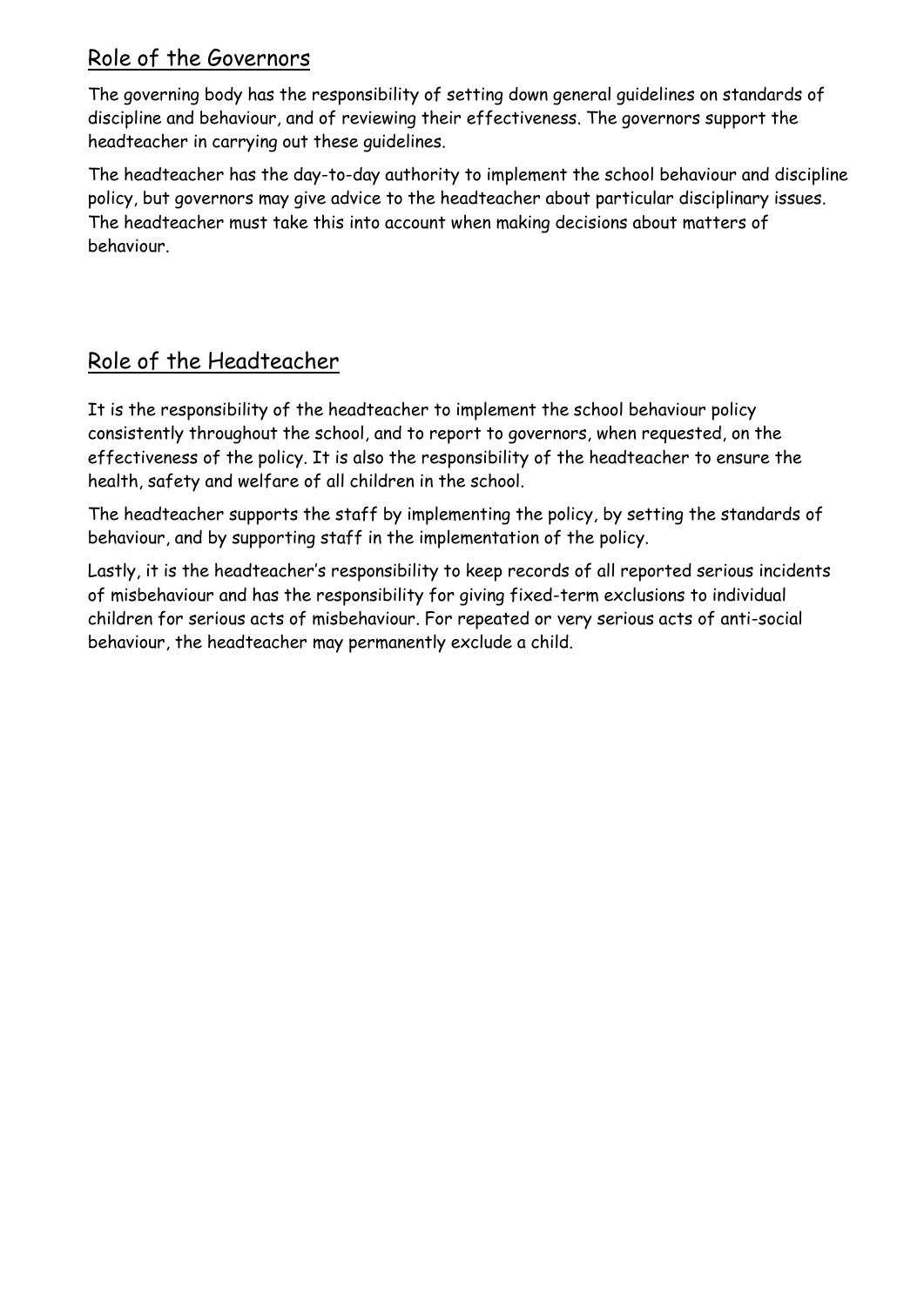## Role of the Governors

The governing body has the responsibility of setting down general guidelines on standards of discipline and behaviour, and of reviewing their effectiveness. The governors support the headteacher in carrying out these guidelines.

The headteacher has the day-to-day authority to implement the school behaviour and discipline policy, but governors may give advice to the headteacher about particular disciplinary issues. The headteacher must take this into account when making decisions about matters of behaviour.

## Role of the Headteacher

It is the responsibility of the headteacher to implement the school behaviour policy consistently throughout the school, and to report to governors, when requested, on the effectiveness of the policy. It is also the responsibility of the headteacher to ensure the health, safety and welfare of all children in the school.

The headteacher supports the staff by implementing the policy, by setting the standards of behaviour, and by supporting staff in the implementation of the policy.

Lastly, it is the headteacher's responsibility to keep records of all reported serious incidents of misbehaviour and has the responsibility for giving fixed-term exclusions to individual children for serious acts of misbehaviour. For repeated or very serious acts of anti-social behaviour, the headteacher may permanently exclude a child.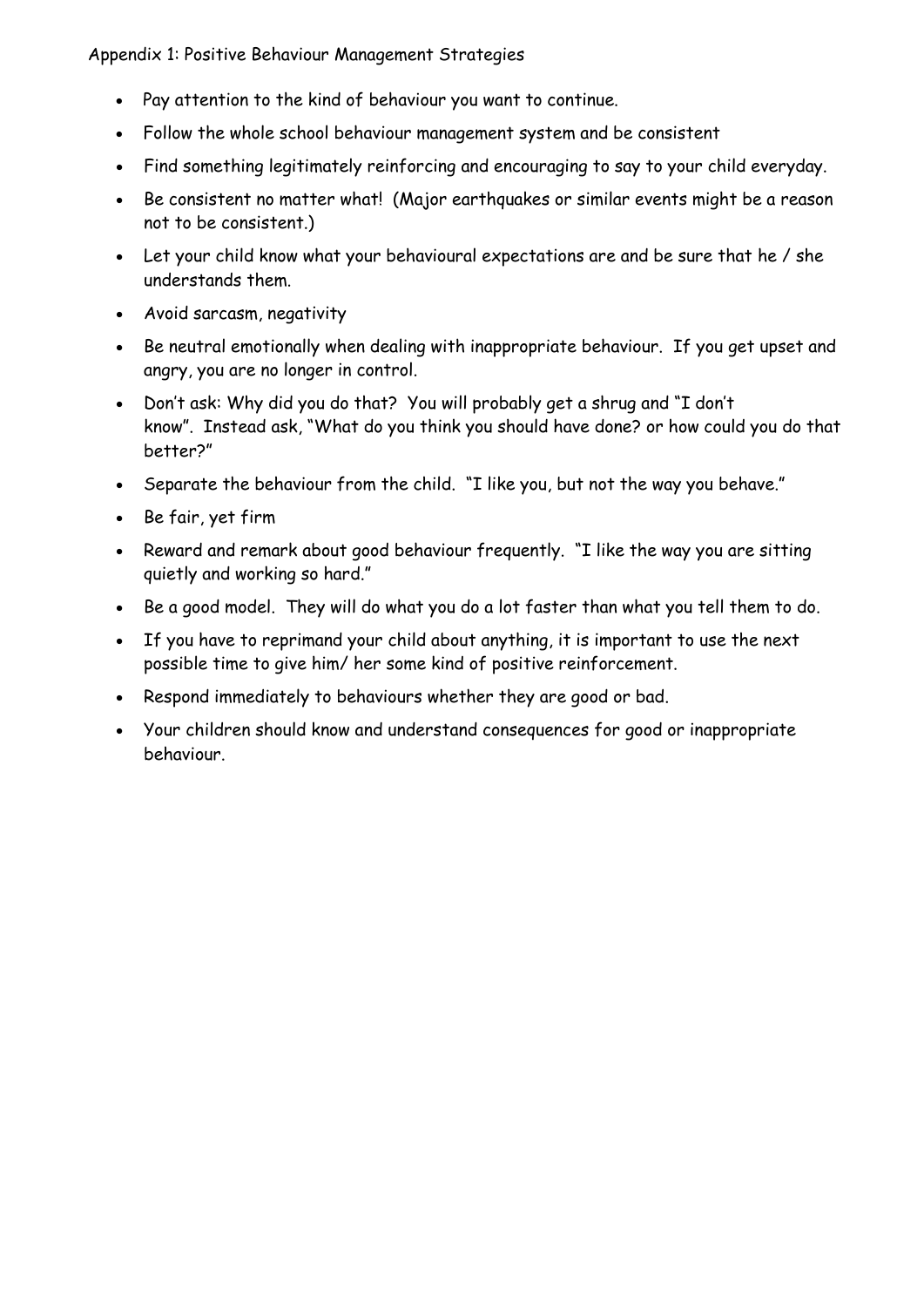Appendix 1: Positive Behaviour Management Strategies

- Pay attention to the kind of behaviour you want to continue.
- Follow the whole school behaviour management system and be consistent
- Find something legitimately reinforcing and encouraging to say to your child everyday.
- Be consistent no matter what! (Major earthquakes or similar events might be a reason not to be consistent.)
- Let your child know what your behavioural expectations are and be sure that he / she understands them.
- Avoid sarcasm, negativity
- Be neutral emotionally when dealing with inappropriate behaviour. If you get upset and angry, you are no longer in control.
- Don't ask: Why did you do that? You will probably get a shrug and "I don't know". Instead ask, "What do you think you should have done? or how could you do that better?"
- Separate the behaviour from the child. "I like you, but not the way you behave."
- Be fair, yet firm
- Reward and remark about good behaviour frequently. "I like the way you are sitting quietly and working so hard."
- Be a good model. They will do what you do a lot faster than what you tell them to do.
- If you have to reprimand your child about anything, it is important to use the next possible time to give him/ her some kind of positive reinforcement.
- Respond immediately to behaviours whether they are good or bad.
- Your children should know and understand consequences for good or inappropriate behaviour.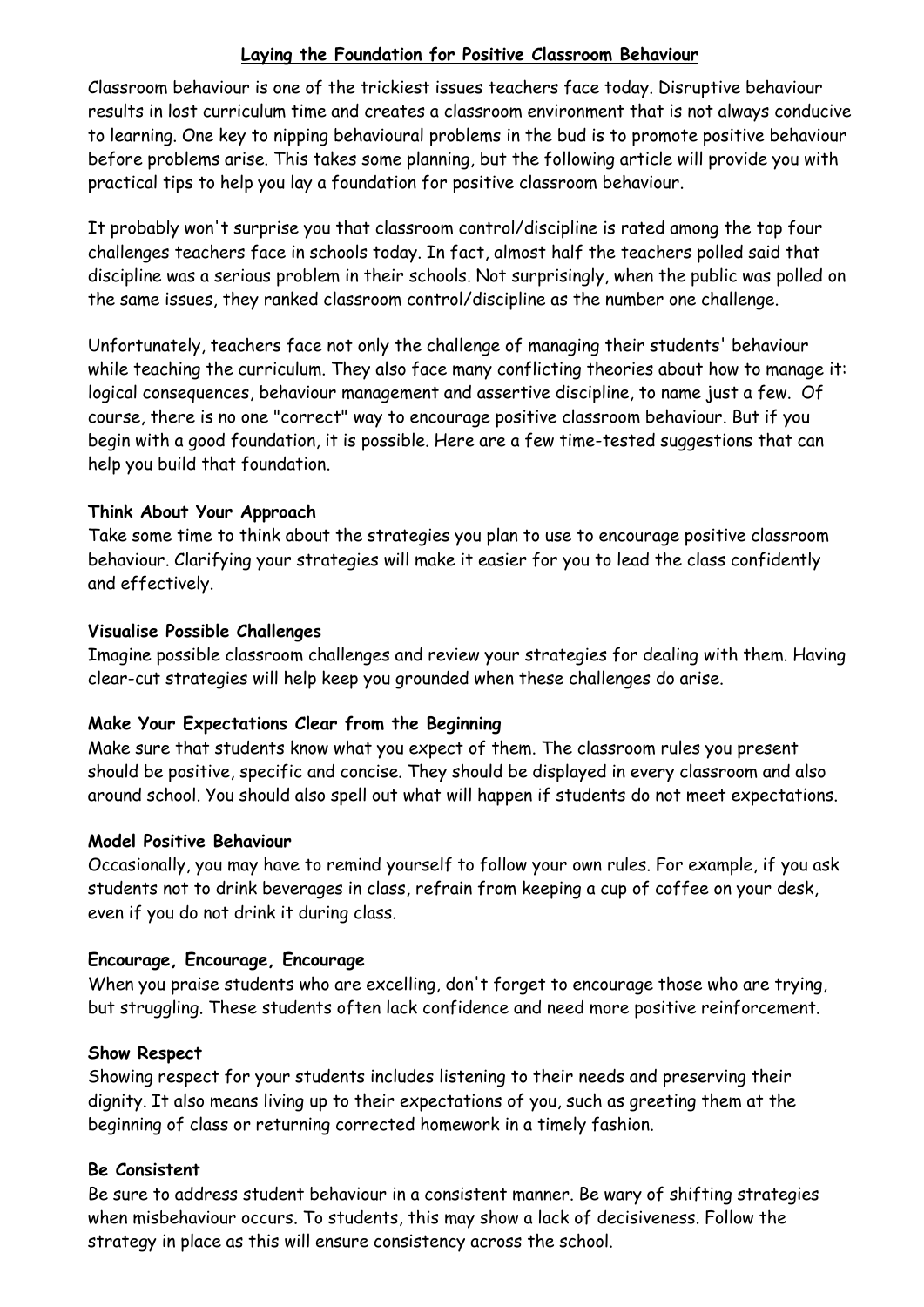## Laying the Foundation for Positive Classroom Behaviour

Classroom behaviour is one of the trickiest issues teachers face today. Disruptive behaviour results in lost curriculum time and creates a classroom environment that is not always conducive to learning. One key to nipping behavioural problems in the bud is to promote positive behaviour before problems arise. This takes some planning, but the following article will provide you with practical tips to help you lay a foundation for positive classroom behaviour.

It probably won't surprise you that classroom control/discipline is rated among the top four challenges teachers face in schools today. In fact, almost half the teachers polled said that discipline was a serious problem in their schools. Not surprisingly, when the public was polled on the same issues, they ranked classroom control/discipline as the number one challenge.

Unfortunately, teachers face not only the challenge of managing their students' behaviour while teaching the curriculum. They also face many conflicting theories about how to manage it: logical consequences, behaviour management and assertive discipline, to name just a few. Of course, there is no one "correct" way to encourage positive classroom behaviour. But if you begin with a good foundation, it is possible. Here are a few time-tested suggestions that can help you build that foundation.

**Think About Your Approach**
Take some time to think about the strategies you plan to use to encourage positive classroom behaviour. Clarifying your strategies will make it easier for you to lead the class confidently and effectively.

**Visualise Possible Challenges**
Imagine possible classroom challenges and review your strategies for dealing with them. Having clear-cut strategies will help keep you grounded when these challenges do arise.

**Make Your Expectations Clear from the Beginning**
Make sure that students know what you expect of them. The classroom rules you present should be positive, specific and concise. They should be displayed in every classroom and also around school. You should also spell out what will happen if students do not meet expectations.

**Model Positive Behaviour**
Occasionally, you may have to remind yourself to follow your own rules. For example, if you ask students not to drink beverages in class, refrain from keeping a cup of coffee on your desk, even if you do not drink it during class.

**Encourage, Encourage, Encourage**
When you praise students who are excelling, don't forget to encourage those who are trying, but struggling. These students often lack confidence and need more positive reinforcement.

**Show Respect**
Showing respect for your students includes listening to their needs and preserving their dignity. It also means living up to their expectations of you, such as greeting them at the beginning of class or returning corrected homework in a timely fashion.

**Be Consistent**
Be sure to address student behaviour in a consistent manner. Be wary of shifting strategies when misbehaviour occurs. To students, this may show a lack of decisiveness. Follow the strategy in place as this will ensure consistency across the school.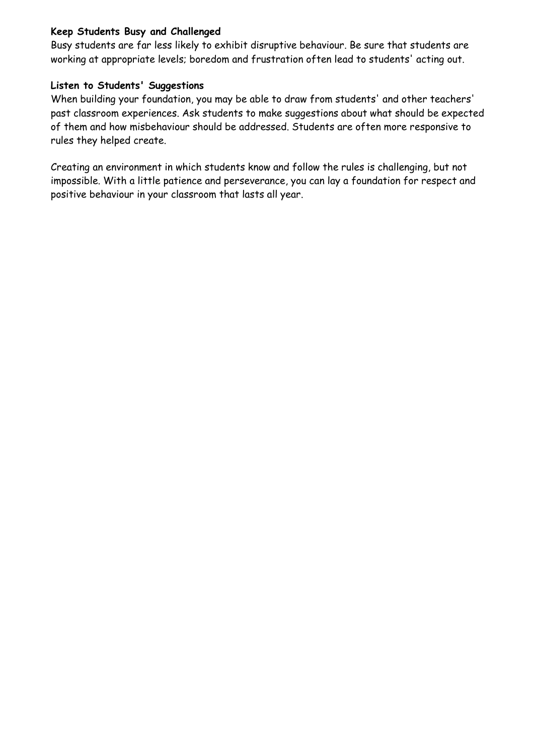**Keep Students Busy and Challenged**

Busy students are far less likely to exhibit disruptive behaviour. Be sure that students are working at appropriate levels; boredom and frustration often lead to students' acting out.

**Listen to Students' Suggestions**

When building your foundation, you may be able to draw from students' and other teachers' past classroom experiences. Ask students to make suggestions about what should be expected of them and how misbehaviour should be addressed. Students are often more responsive to rules they helped create.

Creating an environment in which students know and follow the rules is challenging, but not impossible. With a little patience and perseverance, you can lay a foundation for respect and positive behaviour in your classroom that lasts all year.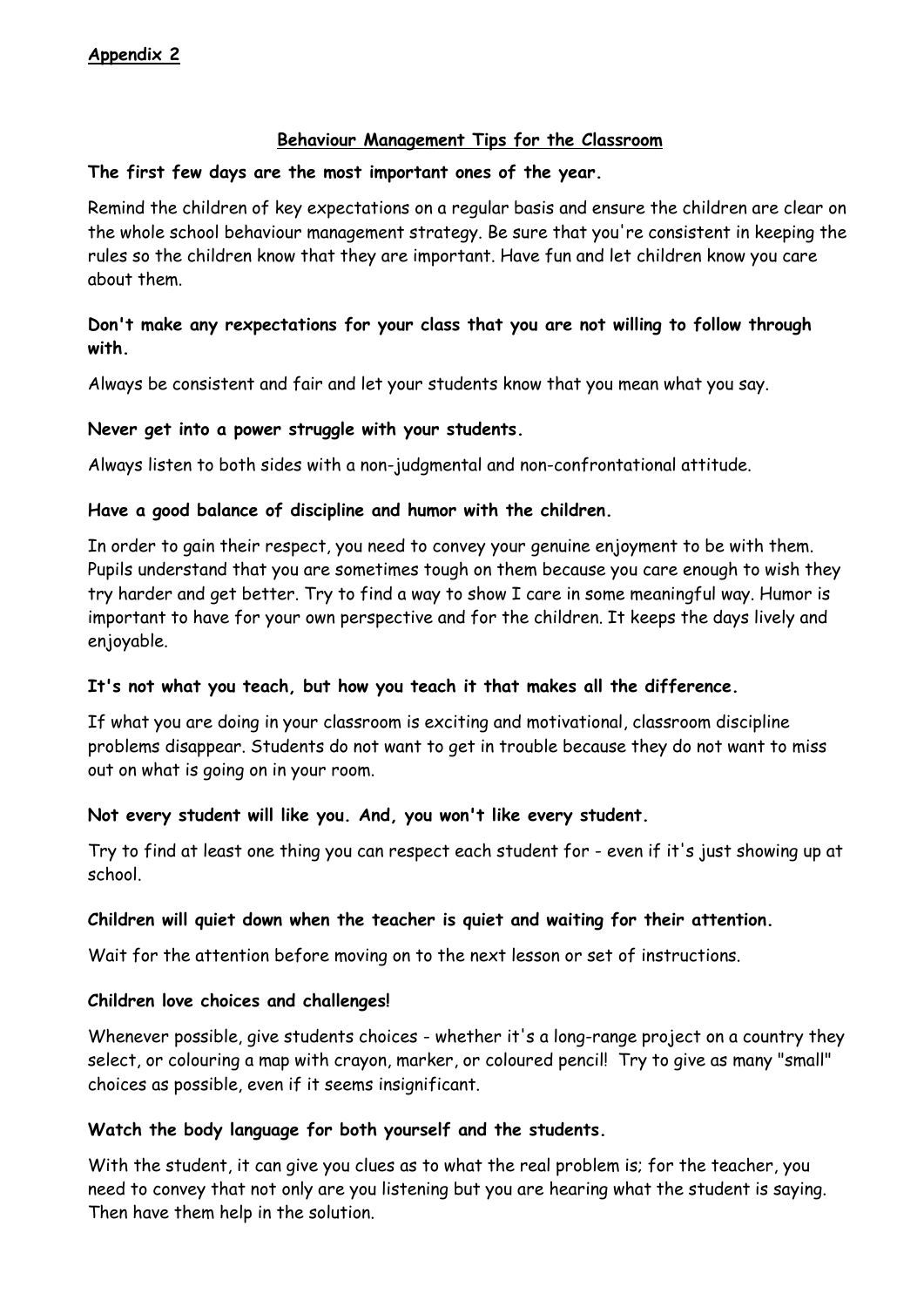**Appendix 2**

## Behaviour Management Tips for the Classroom

**The first few days are the most important ones of the year.**

Remind the children of key expectations on a regular basis and ensure the children are clear on the whole school behaviour management strategy. Be sure that you're consistent in keeping the rules so the children know that they are important. Have fun and let children know you care about them.

**Don't make any rexpectations for your class that you are not willing to follow through with.**

Always be consistent and fair and let your students know that you mean what you say.

**Never get into a power struggle with your students.**

Always listen to both sides with a non-judgmental and non-confrontational attitude.

**Have a good balance of discipline and humor with the children.**

In order to gain their respect, you need to convey your genuine enjoyment to be with them. Pupils understand that you are sometimes tough on them because you care enough to wish they try harder and get better. Try to find a way to show I care in some meaningful way. Humor is important to have for your own perspective and for the children. It keeps the days lively and enjoyable.

**It's not what you teach, but how you teach it that makes all the difference.**

If what you are doing in your classroom is exciting and motivational, classroom discipline problems disappear. Students do not want to get in trouble because they do not want to miss out on what is going on in your room.

**Not every student will like you. And, you won't like every student.**

Try to find at least one thing you can respect each student for - even if it's just showing up at school.

**Children will quiet down when the teacher is quiet and waiting for their attention.**

Wait for the attention before moving on to the next lesson or set of instructions.

**Children love choices and challenges!**

Whenever possible, give students choices - whether it's a long-range project on a country they select, or colouring a map with crayon, marker, or coloured pencil! Try to give as many "small" choices as possible, even if it seems insignificant.

**Watch the body language for both yourself and the students.**

With the student, it can give you clues as to what the real problem is; for the teacher, you need to convey that not only are you listening but you are hearing what the student is saying. Then have them help in the solution.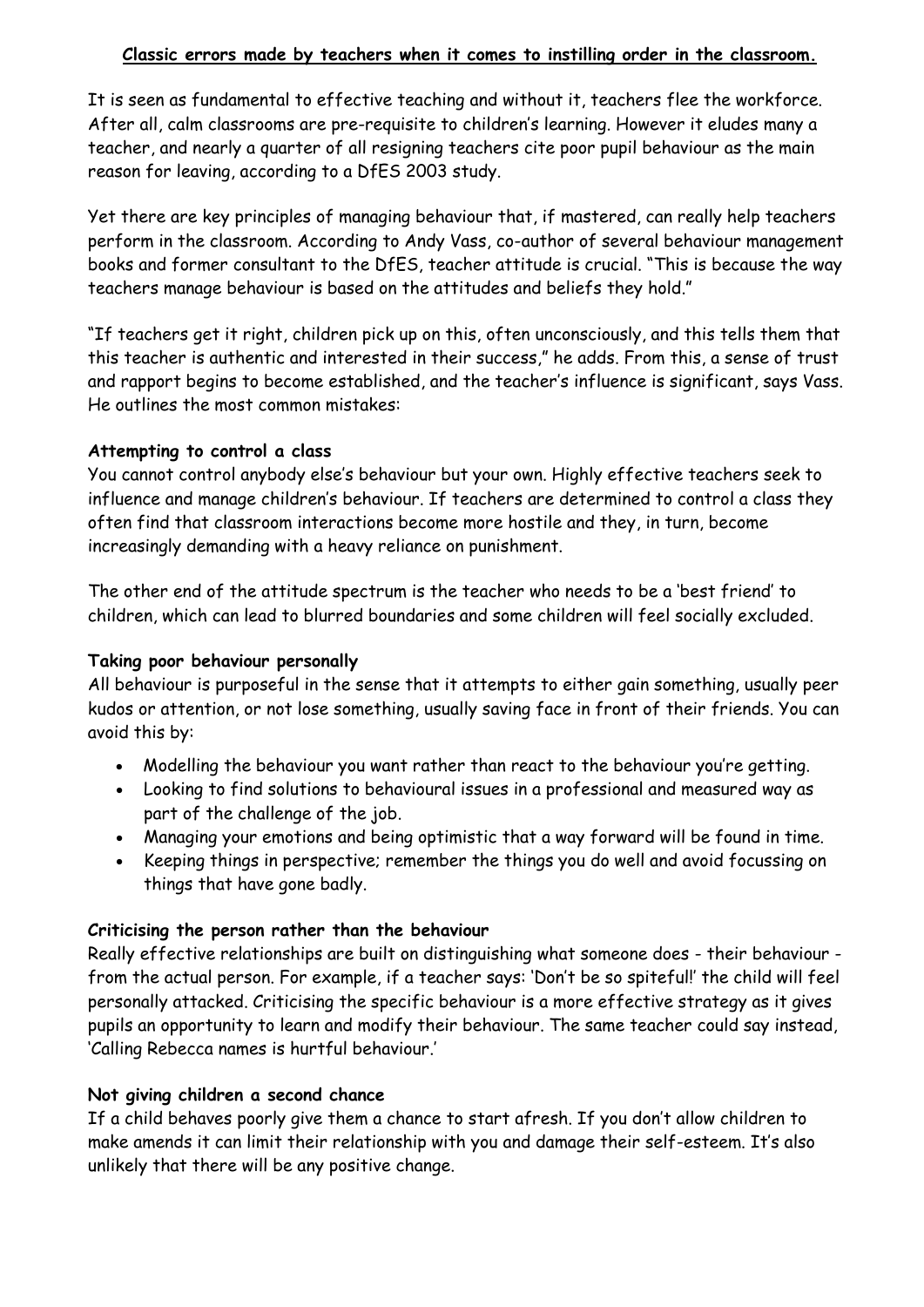**Classic errors made by teachers when it comes to instilling order in the classroom.**

It is seen as fundamental to effective teaching and without it, teachers flee the workforce. After all, calm classrooms are pre-requisite to children's learning. However it eludes many a teacher, and nearly a quarter of all resigning teachers cite poor pupil behaviour as the main reason for leaving, according to a DfES 2003 study.

Yet there are key principles of managing behaviour that, if mastered, can really help teachers perform in the classroom. According to Andy Vass, co-author of several behaviour management books and former consultant to the DfES, teacher attitude is crucial. "This is because the way teachers manage behaviour is based on the attitudes and beliefs they hold."

"If teachers get it right, children pick up on this, often unconsciously, and this tells them that this teacher is authentic and interested in their success," he adds. From this, a sense of trust and rapport begins to become established, and the teacher's influence is significant, says Vass. He outlines the most common mistakes:

**Attempting to control a class**

You cannot control anybody else's behaviour but your own. Highly effective teachers seek to influence and manage children's behaviour. If teachers are determined to control a class they often find that classroom interactions become more hostile and they, in turn, become increasingly demanding with a heavy reliance on punishment.

The other end of the attitude spectrum is the teacher who needs to be a 'best friend' to children, which can lead to blurred boundaries and some children will feel socially excluded.

**Taking poor behaviour personally**

All behaviour is purposeful in the sense that it attempts to either gain something, usually peer kudos or attention, or not lose something, usually saving face in front of their friends. You can avoid this by:

- Modelling the behaviour you want rather than react to the behaviour you're getting.
- Looking to find solutions to behavioural issues in a professional and measured way as part of the challenge of the job.
- Managing your emotions and being optimistic that a way forward will be found in time.
- Keeping things in perspective; remember the things you do well and avoid focussing on things that have gone badly.

**Criticising the person rather than the behaviour**

Really effective relationships are built on distinguishing what someone does - their behaviour - from the actual person. For example, if a teacher says: 'Don't be so spiteful!' the child will feel personally attacked. Criticising the specific behaviour is a more effective strategy as it gives pupils an opportunity to learn and modify their behaviour. The same teacher could say instead, 'Calling Rebecca names is hurtful behaviour.'

**Not giving children a second chance**

If a child behaves poorly give them a chance to start afresh. If you don't allow children to make amends it can limit their relationship with you and damage their self-esteem. It's also unlikely that there will be any positive change.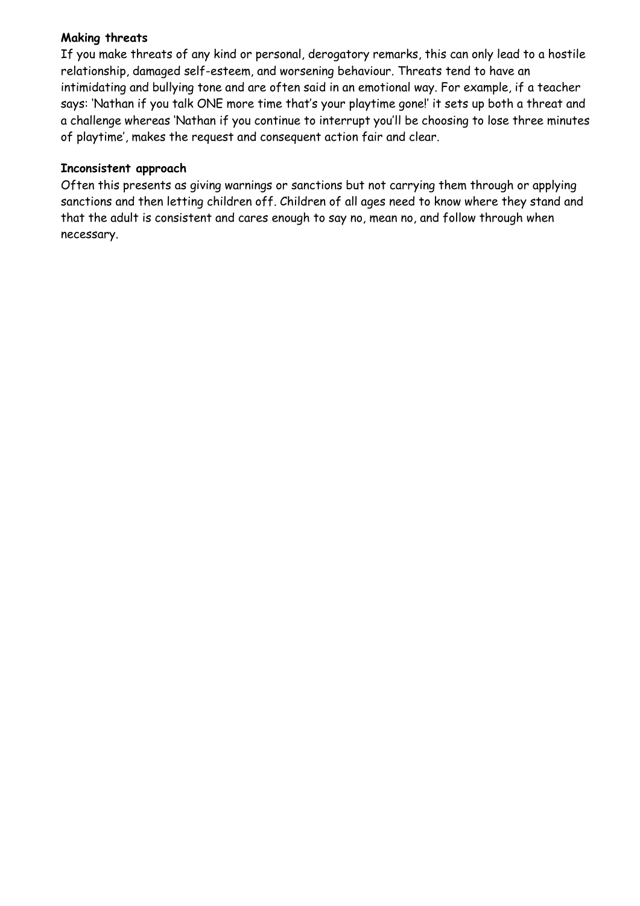**Making threats**

If you make threats of any kind or personal, derogatory remarks, this can only lead to a hostile relationship, damaged self-esteem, and worsening behaviour. Threats tend to have an intimidating and bullying tone and are often said in an emotional way. For example, if a teacher says: 'Nathan if you talk ONE more time that's your playtime gone!' it sets up both a threat and a challenge whereas 'Nathan if you continue to interrupt you'll be choosing to lose three minutes of playtime', makes the request and consequent action fair and clear.

**Inconsistent approach**

Often this presents as giving warnings or sanctions but not carrying them through or applying sanctions and then letting children off. Children of all ages need to know where they stand and that the adult is consistent and cares enough to say no, mean no, and follow through when necessary.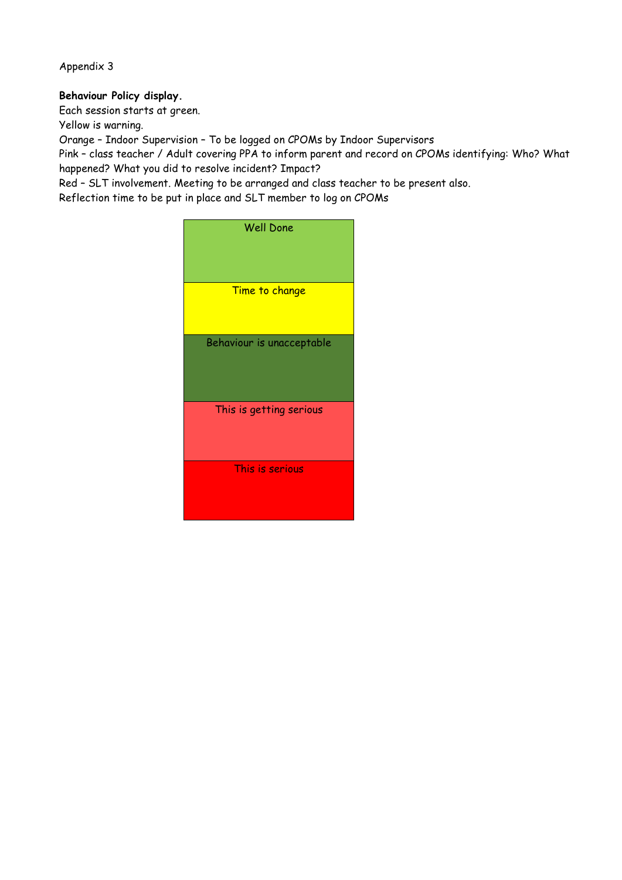Appendix 3

**Behaviour Policy display.**
Each session starts at green.
Yellow is warning.
Orange – Indoor Supervision – To be logged on CPOMs by Indoor Supervisors
Pink – class teacher / Adult covering PPA to inform parent and record on CPOMs identifying: Who? What happened? What you did to resolve incident? Impact?
Red – SLT involvement. Meeting to be arranged and class teacher to be present also.
Reflection time to be put in place and SLT member to log on CPOMs

| Well Done |
| --- |
| Time to change |
| Behaviour is unacceptable |
| This is getting serious |
| This is serious |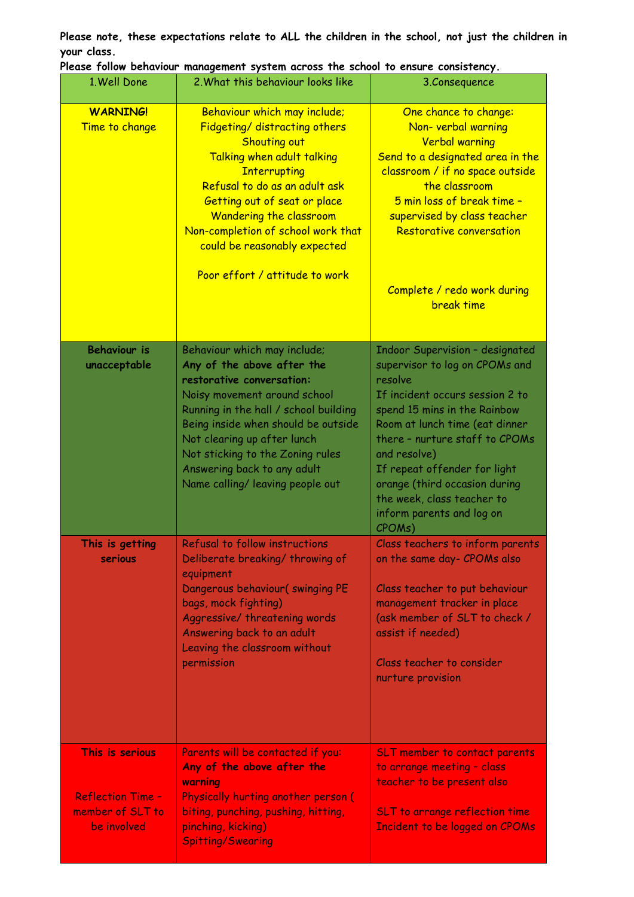**Please note, these expectations relate to ALL the children in the school, not just the children in your class.**

**Please follow behaviour management system across the school to ensure consistency.**

| 1.Well Done | 2.What this behaviour looks like | 3.Consequence |
|---|---|---|
| **WARNING!** Time to change | Behaviour which may include; Fidgeting/ distracting others Shouting out Talking when adult talking Interrupting Refusal to do as an adult ask Getting out of seat or place Wandering the classroom Non-completion of school work that could be reasonably expected<br><br>Poor effort / attitude to work | One chance to change: Non- verbal warning Verbal warning Send to a designated area in the classroom / if no space outside the classroom 5 min loss of break time – supervised by class teacher Restorative conversation<br><br>Complete / redo work during break time |
| **Behaviour is unacceptable** | Behaviour which may include; **Any of the above after the restorative conversation:** Noisy movement around school Running in the hall / school building Being inside when should be outside Not clearing up after lunch Not sticking to the Zoning rules Answering back to any adult Name calling/ leaving people out | Indoor Supervision – designated supervisor to log on CPOMs and resolve If incident occurs session 2 to spend 15 mins in the Rainbow Room at lunch time (eat dinner there – nurture staff to CPOMs and resolve) If repeat offender for light orange (third occasion during the week, class teacher to inform parents and log on CPOMs) |
| **This is getting serious** | Refusal to follow instructions Deliberate breaking/ throwing of equipment Dangerous behaviour( swinging PE bags, mock fighting) Aggressive/ threatening words Answering back to an adult Leaving the classroom without permission | Class teachers to inform parents on the same day- CPOMs also<br><br>Class teacher to put behaviour management tracker in place (ask member of SLT to check / assist if needed)<br><br>Class teacher to consider nurture provision |
| **This is serious**<br><br>Reflection Time – member of SLT to be involved | Parents will be contacted if you: **Any of the above after the warning** Physically hurting another person ( biting, punching, pushing, hitting, pinching, kicking) Spitting/Swearing | SLT member to contact parents to arrange meeting – class teacher to be present also<br><br>SLT to arrange reflection time Incident to be logged on CPOMs |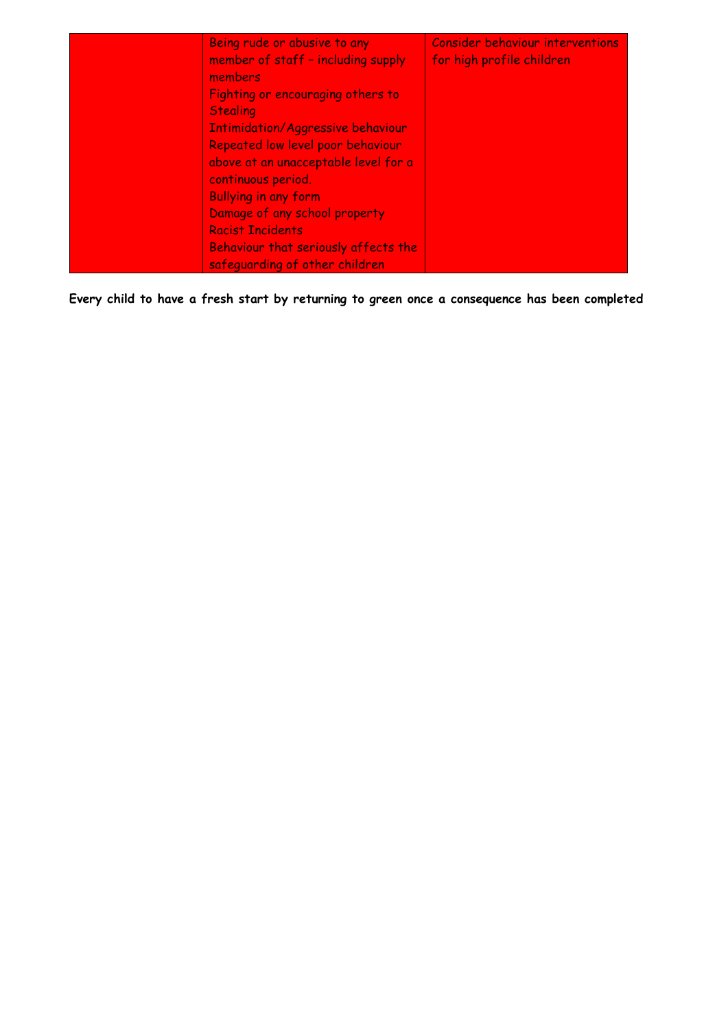| | | |
|---|---|---|
| | Being rude or abusive to any member of staff – including supply members<br>Fighting or encouraging others to<br>Stealing<br>Intimidation/Aggressive behaviour<br>Repeated low level poor behaviour above at an unacceptable level for a continuous period.<br>Bullying in any form<br>Damage of any school property<br>Racist Incidents<br>Behaviour that seriously affects the safeguarding of other children | Consider behaviour interventions for high profile children |

**Every child to have a fresh start by returning to green once a consequence has been completed**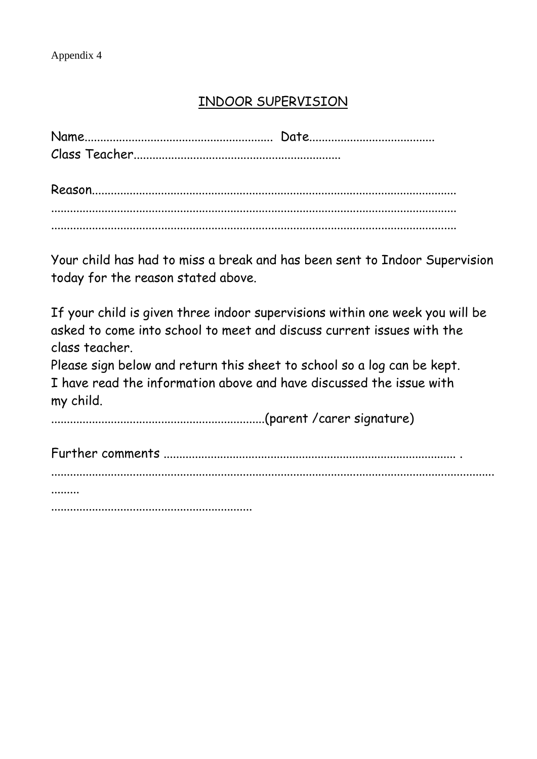Appendix 4

## INDOOR SUPERVISION

Name............................................................ Date.......................................
Class Teacher.................................................................

Reason....................................................................................................................
.................................................................................................................................
.................................................................................................................................

Your child has had to miss a break and has been sent to Indoor Supervision today for the reason stated above.

If your child is given three indoor supervisions within one week you will be asked to come into school to meet and discuss current issues with the class teacher.
Please sign below and return this sheet to school so a log can be kept.
I have read the information above and have discussed the issue with my child.
...................................................................(parent /carer signature)

Further comments .......................................................................................... .
..........................................................................................................................................
.........
................................................................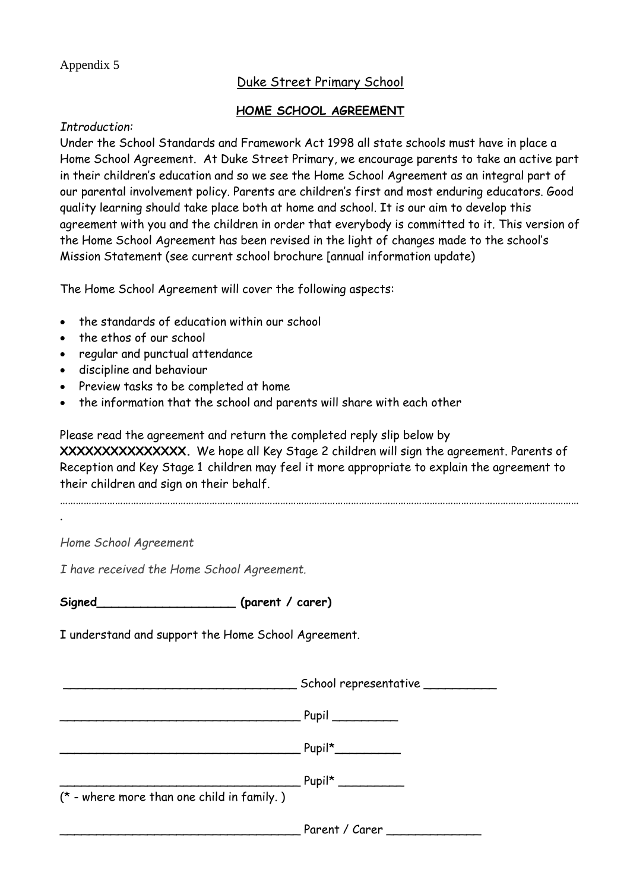Appendix 5

Duke Street Primary School

**HOME SCHOOL AGREEMENT**

*Introduction:*

Under the School Standards and Framework Act 1998 all state schools must have in place a Home School Agreement. At Duke Street Primary, we encourage parents to take an active part in their children's education and so we see the Home School Agreement as an integral part of our parental involvement policy. Parents are children's first and most enduring educators. Good quality learning should take place both at home and school. It is our aim to develop this agreement with you and the children in order that everybody is committed to it. This version of the Home School Agreement has been revised in the light of changes made to the school's Mission Statement (see current school brochure [annual information update)

The Home School Agreement will cover the following aspects:

- the standards of education within our school
- the ethos of our school
- regular and punctual attendance
- discipline and behaviour
- Preview tasks to be completed at home
- the information that the school and parents will share with each other

Please read the agreement and return the completed reply slip below by **XXXXXXXXXXXXXXX.** We hope all Key Stage 2 children will sign the agreement. Parents of Reception and Key Stage 1 children may feel it more appropriate to explain the agreement to their children and sign on their behalf.

………………………………………………………………………………………………………………………………………………………………

*Home School Agreement*

*I have received the Home School Agreement.*

**Signed___________________ (parent / carer)**

I understand and support the Home School Agreement.

________________________________ School representative __________

_________________________________ Pupil _________

_________________________________ Pupil*_________

_________________________________ Pupil* _________

(* - where more than one child in family. )

_________________________________ Parent / Carer _____________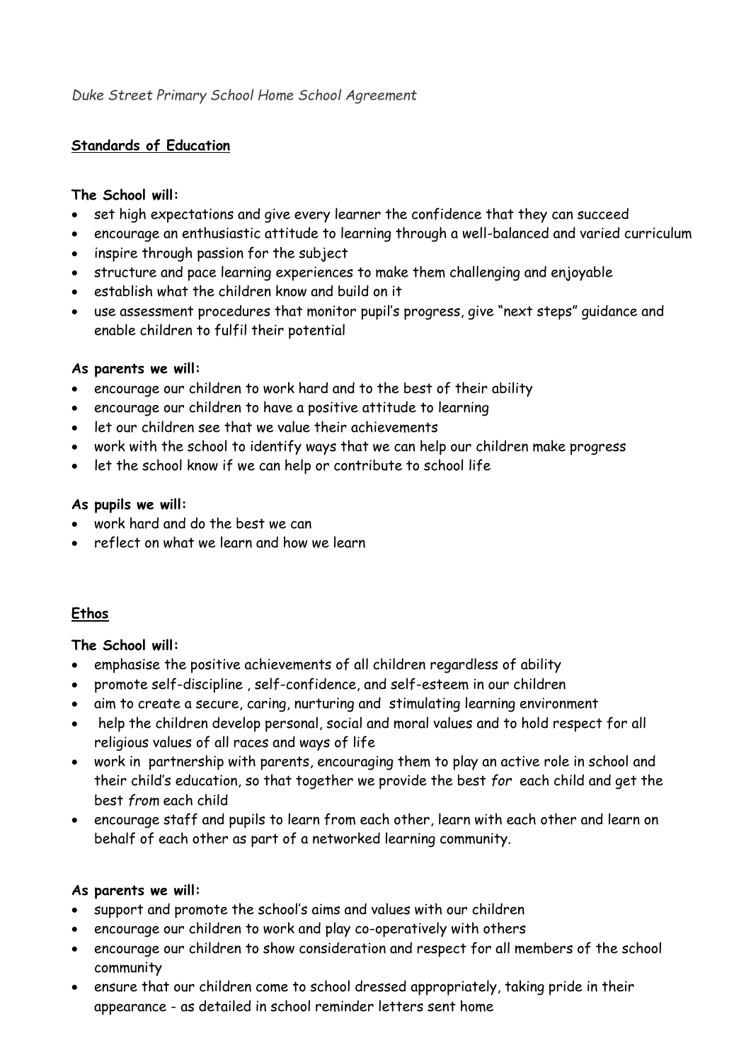*Duke Street Primary School Home School Agreement*

**Standards of Education**

**The School will:**

- set high expectations and give every learner the confidence that they can succeed
- encourage an enthusiastic attitude to learning through a well-balanced and varied curriculum
- inspire through passion for the subject
- structure and pace learning experiences to make them challenging and enjoyable
- establish what the children know and build on it
- use assessment procedures that monitor pupil's progress, give "next steps" guidance and enable children to fulfil their potential

**As parents we will:**

- encourage our children to work hard and to the best of their ability
- encourage our children to have a positive attitude to learning
- let our children see that we value their achievements
- work with the school to identify ways that we can help our children make progress
- let the school know if we can help or contribute to school life

**As pupils we will:**

- work hard and do the best we can
- reflect on what we learn and how we learn

**Ethos**

**The School will:**

- emphasise the positive achievements of all children regardless of ability
- promote self-discipline , self-confidence, and self-esteem in our children
- aim to create a secure, caring, nurturing and stimulating learning environment
- help the children develop personal, social and moral values and to hold respect for all religious values of all races and ways of life
- work in partnership with parents, encouraging them to play an active role in school and their child's education, so that together we provide the best *for* each child and get the best *from* each child
- encourage staff and pupils to learn from each other, learn with each other and learn on behalf of each other as part of a networked learning community.

**As parents we will:**

- support and promote the school's aims and values with our children
- encourage our children to work and play co-operatively with others
- encourage our children to show consideration and respect for all members of the school community
- ensure that our children come to school dressed appropriately, taking pride in their appearance - as detailed in school reminder letters sent home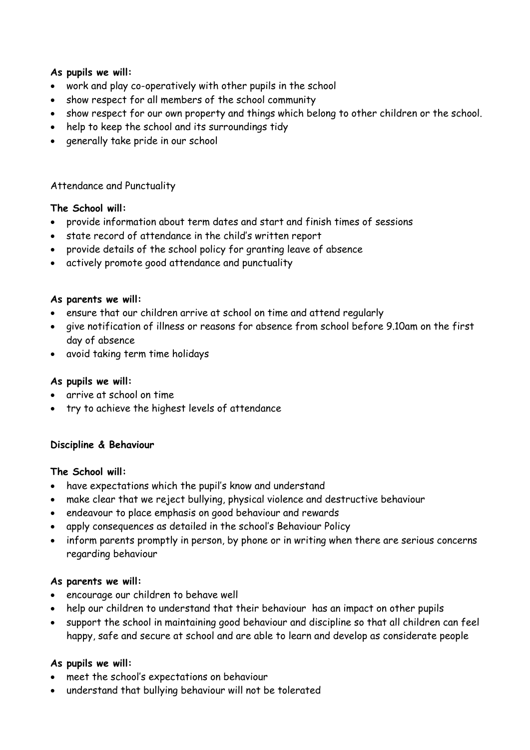**As pupils we will:**

- work and play co-operatively with other pupils in the school
- show respect for all members of the school community
- show respect for our own property and things which belong to other children or the school.
- help to keep the school and its surroundings tidy
- generally take pride in our school

Attendance and Punctuality

**The School will:**

- provide information about term dates and start and finish times of sessions
- state record of attendance in the child's written report
- provide details of the school policy for granting leave of absence
- actively promote good attendance and punctuality

**As parents we will:**

- ensure that our children arrive at school on time and attend regularly
- give notification of illness or reasons for absence from school before 9.10am on the first day of absence
- avoid taking term time holidays

**As pupils we will:**

- arrive at school on time
- try to achieve the highest levels of attendance

**Discipline & Behaviour**

**The School will:**

- have expectations which the pupil's know and understand
- make clear that we reject bullying, physical violence and destructive behaviour
- endeavour to place emphasis on good behaviour and rewards
- apply consequences as detailed in the school's Behaviour Policy
- inform parents promptly in person, by phone or in writing when there are serious concerns regarding behaviour

**As parents we will:**

- encourage our children to behave well
- help our children to understand that their behaviour has an impact on other pupils
- support the school in maintaining good behaviour and discipline so that all children can feel happy, safe and secure at school and are able to learn and develop as considerate people

**As pupils we will:**

- meet the school's expectations on behaviour
- understand that bullying behaviour will not be tolerated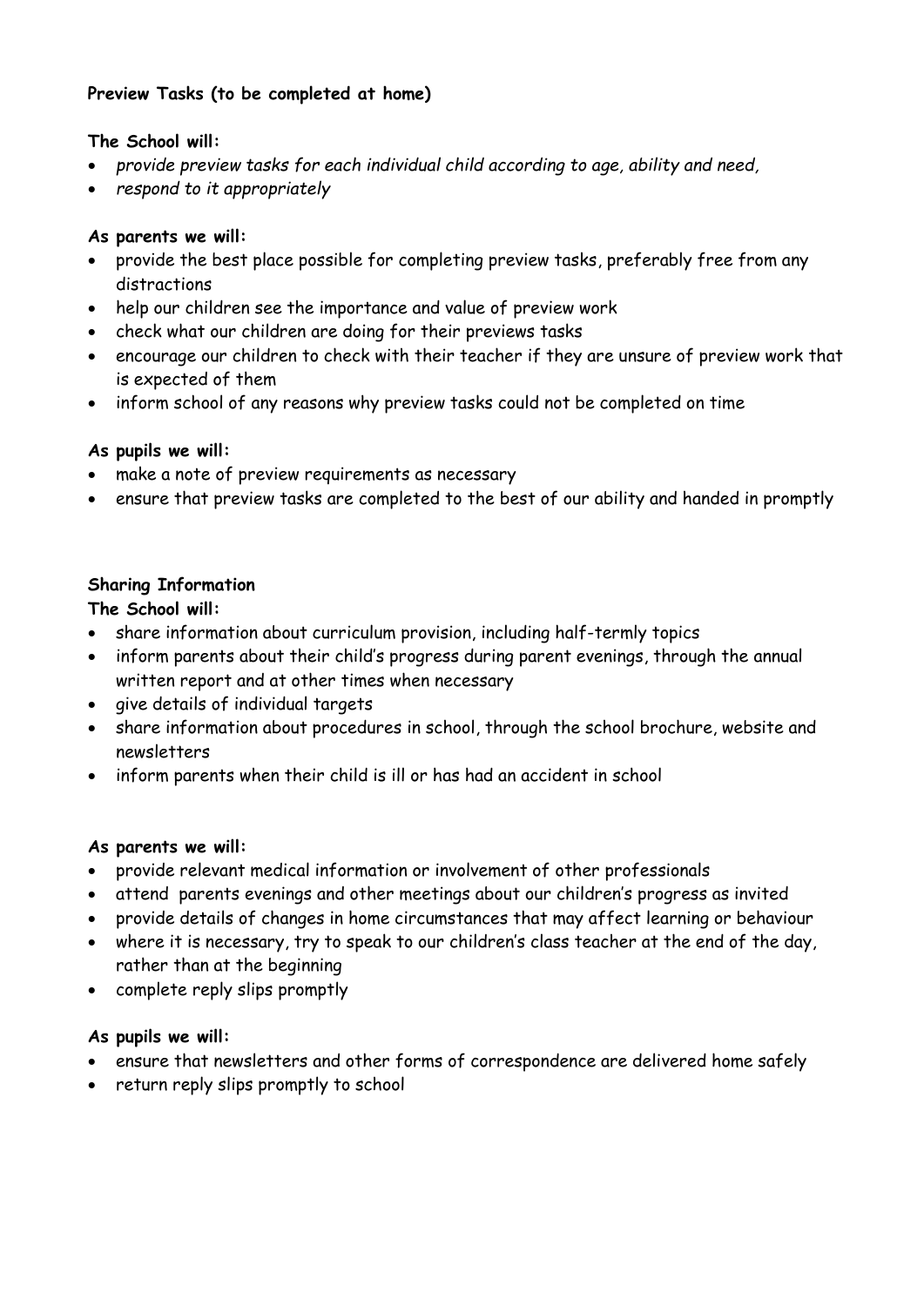**Preview Tasks (to be completed at home)**

**The School will:**

- *provide preview tasks for each individual child according to age, ability and need,*
- *respond to it appropriately*

**As parents we will:**

- provide the best place possible for completing preview tasks, preferably free from any distractions
- help our children see the importance and value of preview work
- check what our children are doing for their previews tasks
- encourage our children to check with their teacher if they are unsure of preview work that is expected of them
- inform school of any reasons why preview tasks could not be completed on time

**As pupils we will:**

- make a note of preview requirements as necessary
- ensure that preview tasks are completed to the best of our ability and handed in promptly

**Sharing Information**

**The School will:**

- share information about curriculum provision, including half-termly topics
- inform parents about their child's progress during parent evenings, through the annual written report and at other times when necessary
- give details of individual targets
- share information about procedures in school, through the school brochure, website and newsletters
- inform parents when their child is ill or has had an accident in school

**As parents we will:**

- provide relevant medical information or involvement of other professionals
- attend parents evenings and other meetings about our children's progress as invited
- provide details of changes in home circumstances that may affect learning or behaviour
- where it is necessary, try to speak to our children's class teacher at the end of the day, rather than at the beginning
- complete reply slips promptly

**As pupils we will:**

- ensure that newsletters and other forms of correspondence are delivered home safely
- return reply slips promptly to school